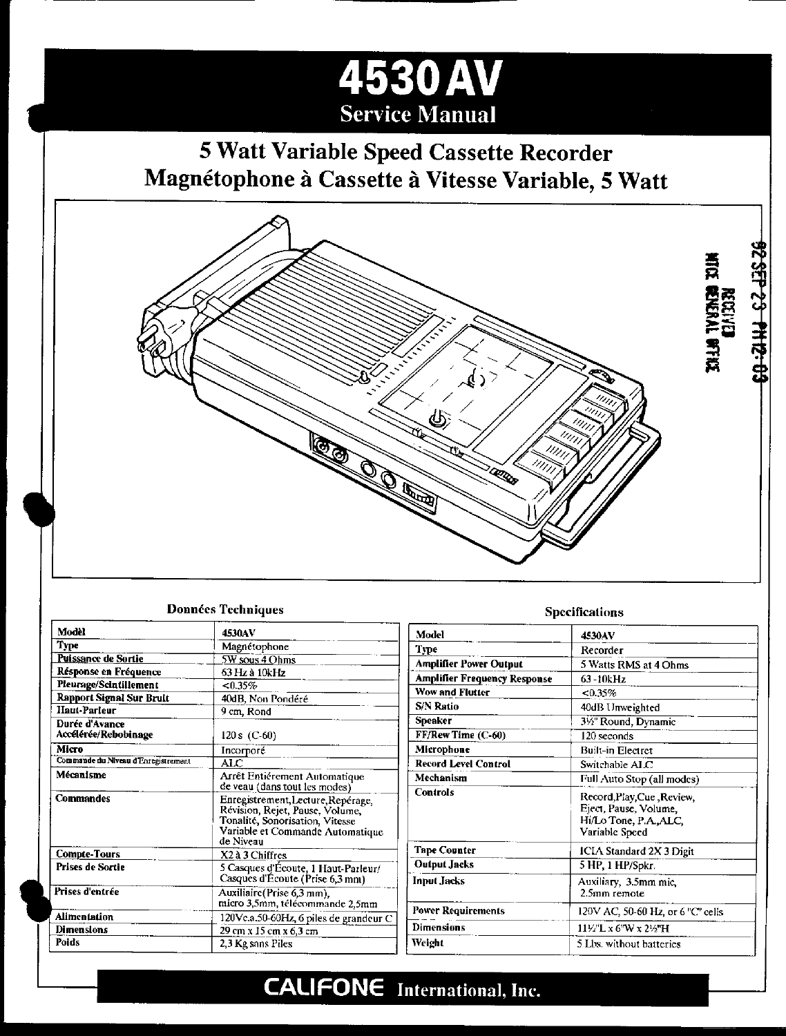# 4530AV

## Service Manual

## 5 Watt Variable Speed Cassette Recorder
## Magnétophone à Cassette à Vitesse Variable, 5 Watt

92 SEP 23 PM12:03
RECEIVED
NTDC GENERAL OFFICE

### Données Techniques

| Modèl | 4530AV |
|---|---|
| Type | Magnétophone |
| Puissance de Sortie | 5W sous 4 Ohms |
| Réponse en Fréquence | 63 Hz à 10kHz |
| Pleurage/Scintillement | <0.35% |
| Rapport Signal Sur Bruit | 40dB, Non Pondéré |
| Haut-Parleur | 9 cm, Rond |
| Durée d'Avance Accélérée/Rebobinage | 120 s (C-60) |
| Micro | Incorporé |
| Commande du Niveau d'Enregistrement | ALC |
| Mécanisme | Arrêt Entiérement Automatique de veau (dans tout les modes) |
| Commandes | Enregistrement, Lecture, Repérage, Révision, Rejet, Pause, Volume, Tonalité, Sonorisation, Vitesse Variable et Commande Automatique de Niveau |
| Compte-Tours | X2 à 3 Chiffres |
| Prises de Sortie | 5 Casques d'Écoute, 1 Haut-Parleur/ Casques d'Écoute (Prise 6,3 mm) |
| Prises d'entrée | Auxiliaire(Prise 6,3 mm), micro 3,5mm, télécommande 2,5mm |
| Alimentation | 120Vc.a.50-60Hz, 6 piles de grandeur C |
| Dimensions | 29 cm x 15 cm x 6,3 cm |
| Poids | 2,3 Kg sans Piles |

### Specifications

| Model | 4530AV |
|---|---|
| Type | Recorder |
| Amplifier Power Output | 5 Watts RMS at 4 Ohms |
| Amplifier Frequency Response | 63 -10kHz |
| Wow and Flutter | <0.35% |
| S/N Ratio | 40dB Unweighted |
| Speaker | 3½" Round, Dynamic |
| FF/Rew Time (C-60) | 120 seconds |
| Microphone | Built-in Electret |
| Record Level Control | Switchable ALC |
| Mechanism | Full Auto Stop (all modes) |
| Controls | Record, Play, Cue, Review, Eject, Pause, Volume, Hi/Lo Tone, P.A., ALC, Variable Speed |
| Tape Counter | ICIA Standard 2X 3 Digit |
| Output Jacks | 5 HP, 1 HP/Spkr. |
| Input Jacks | Auxiliary, 3.5mm mic, 2.5mm remote |
| Power Requirements | 120V AC, 50-60 Hz, or 6 "C" cells |
| Dimensions | 11½"L x 6"W x 2½"H |
| Weight | 5 Lbs. without batteries |

**CALIFONE International, Inc.**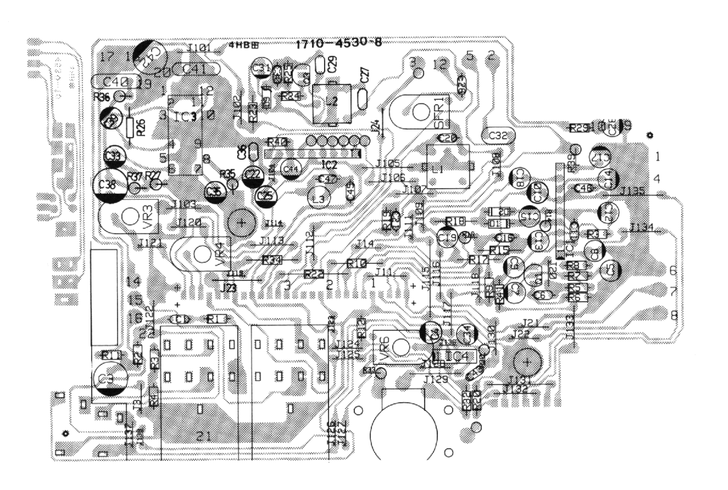1710-4530-8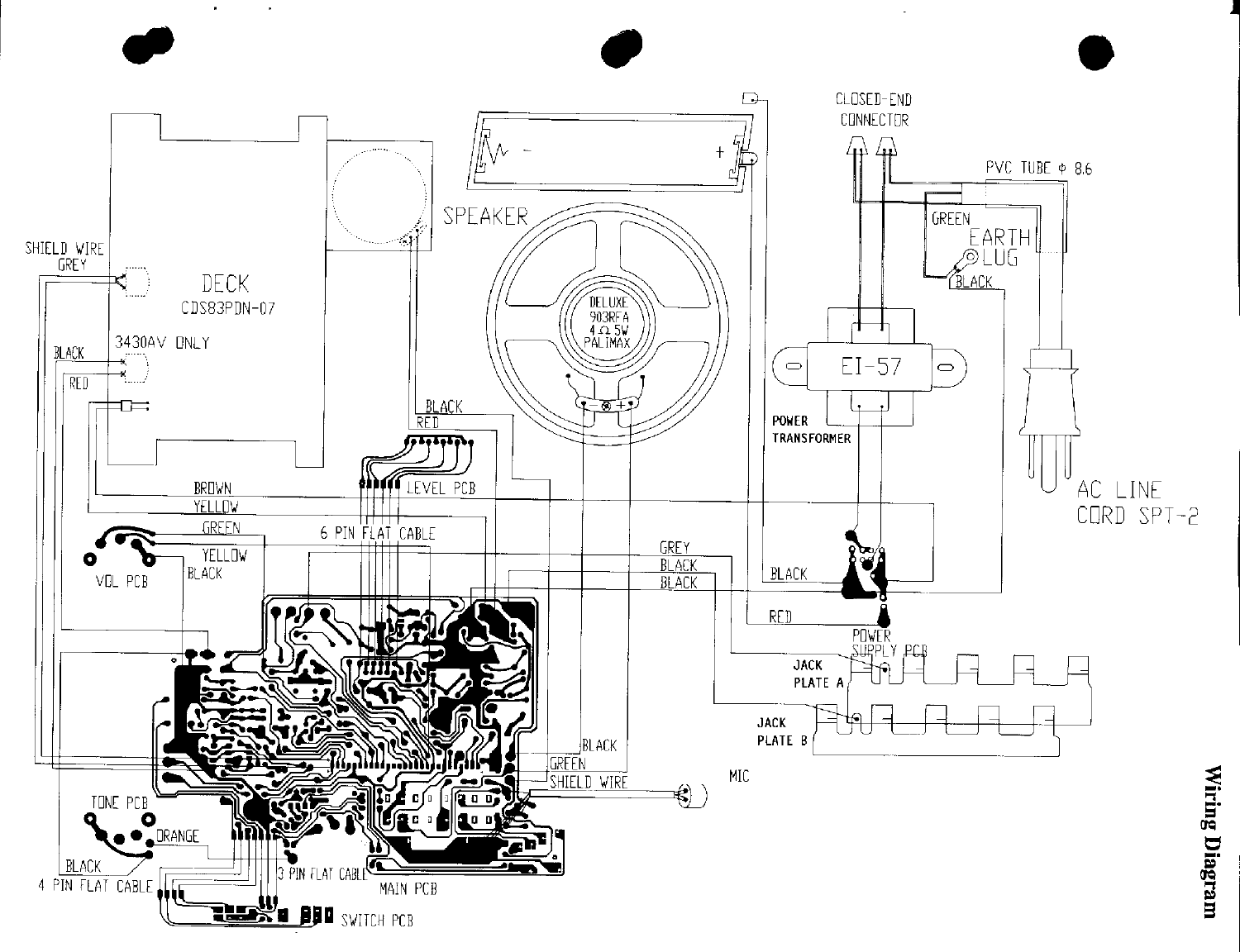# Wiring Diagram

CLOSED-END CONNECTER

PVC TUBE φ 8.6

GREEN

EARTH LUG

BLACK

SPEAKER

SHIELD WIRE GREY

DECK CDS83PDN-07

3430AV ONLY

BLACK

RED

DELUXE 903RFA 4 Ω 5W PALIMAX

EI-57

POWER TRANSFORMER

AC LINE CORD SPT-2

BLACK

RED

LEVEL PCB

BROWN

YELLOW

GREEN

6 PIN FLAT CABLE

YELLOW

BLACK

VOL PCB

GREY

BLACK

BLACK

BLACK

RED

POWER SUPPLY PCB

JACK PLATE A

JACK PLATE B

BLACK

GREEN

SHIELD WIRE

MIC

TONE PCB

ORANGE

BLACK

4 PIN FLAT CABLE

3 PIN FLAT CABLE

MAIN PCB

SWITCH PCB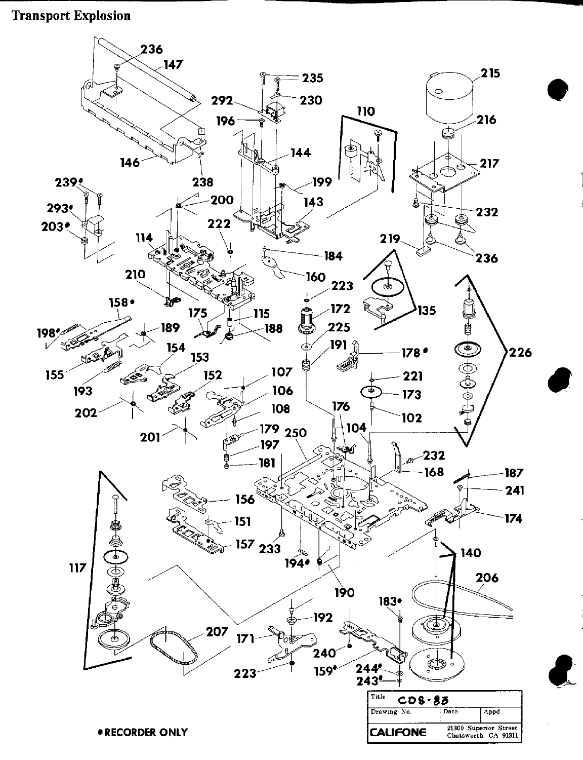# Transport Explosion

•RECORDER ONLY

| Title | CDS-83 | |
| --- | --- | --- |
| Drawing No. | Date | Appd. |
| CALIFONE | 21300 Superior Street Chatsworth, CA 91311 | |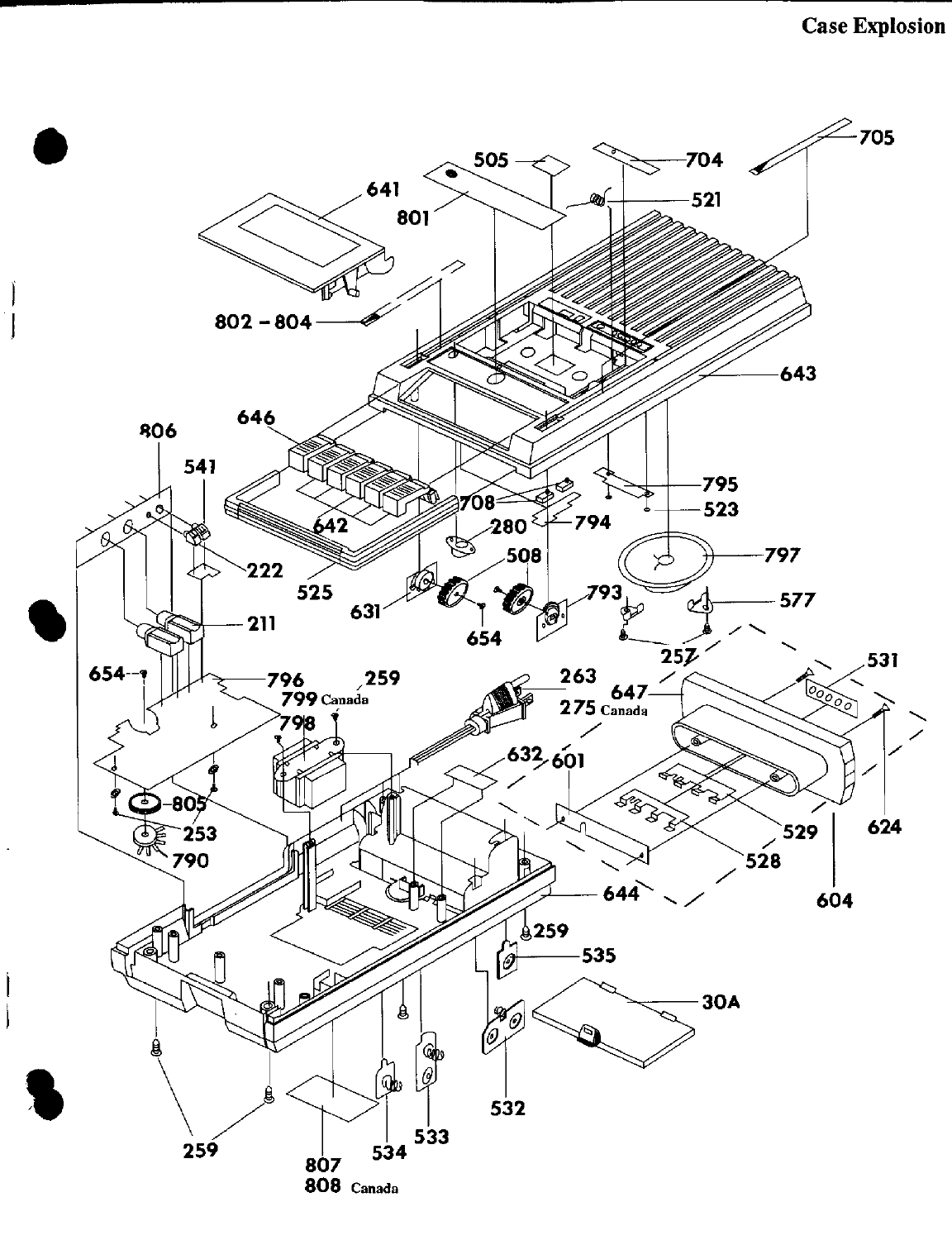# Case Explosion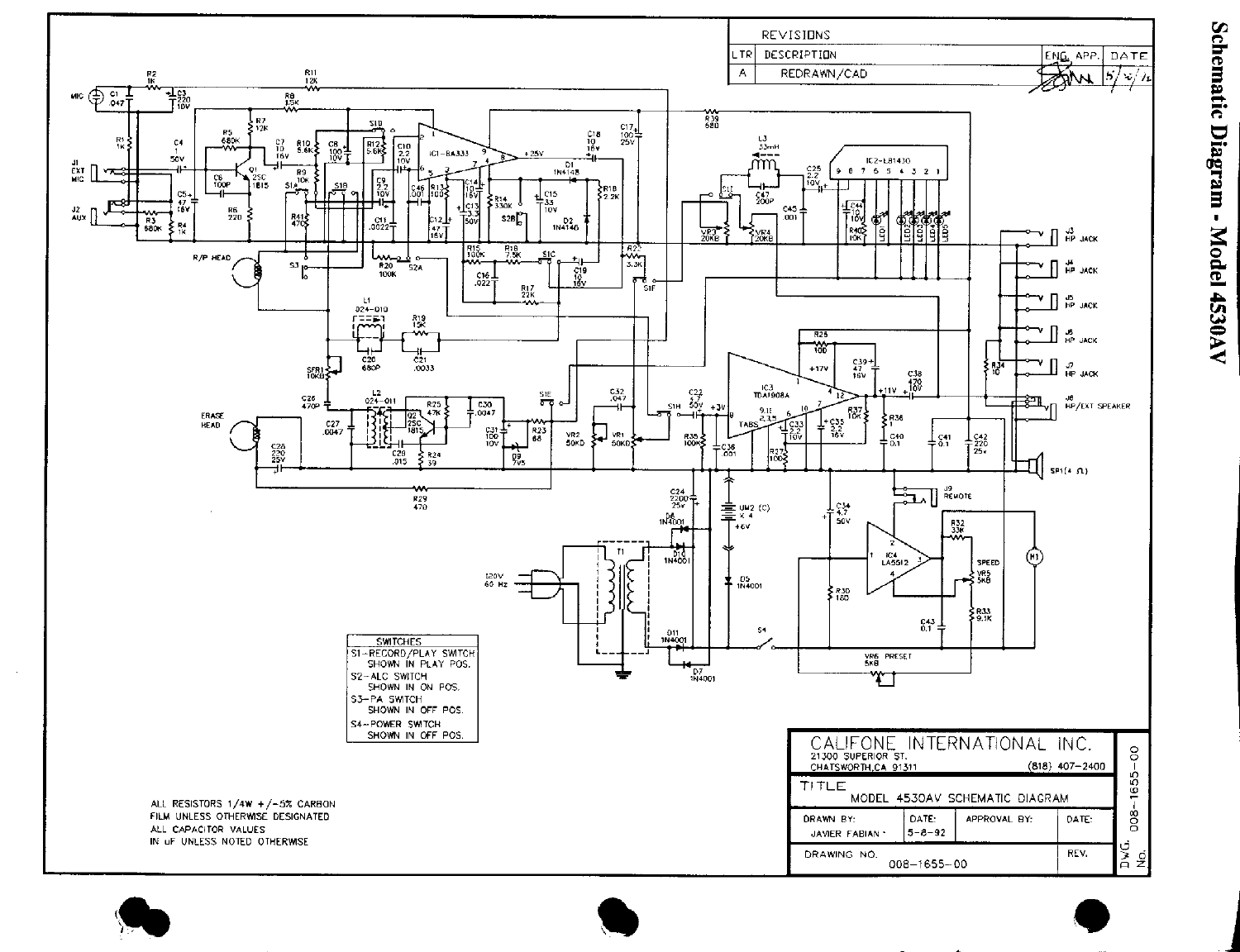# Schematic Diagram - Model 4530AV

| REVISIONS | | | | |
|---|---|---|---|---|
| LTR | DESCRIPTION | ENG. | APP. | DATE |
| A | REDRAWN/CAD | | | 5/ / |

| SWITCHES |
|---|
| S1--RECORD/PLAY SWITCH SHOWN IN PLAY POS. |
| S2--ALC SWITCH SHOWN IN ON POS. |
| S3--PA SWITCH SHOWN IN OFF POS. |
| S4--POWER SWITCH SHOWN IN OFF POS. |

ALL RESISTORS 1/4W +/-5% CARBON FILM UNLESS OTHERWISE DESIGNATED
ALL CAPACITOR VALUES IN uF UNLESS NOTED OTHERWISE

| CALIFONE INTERNATIONAL INC. 21300 SUPERIOR ST. CHATSWORTH,CA 91311 (818) 407-2400 | | | |
|---|---|---|---|
| TITLE MODEL 4530AV SCHEMATIC DIAGRAM | | | |
| DRAWN BY: JAVIER FABIAN | DATE: 5-8-92 | APPROVAL BY: | DATE: |
| DRAWING NO. 008-1655-00 | | | REV. |

DWG. NO. 008-1655-00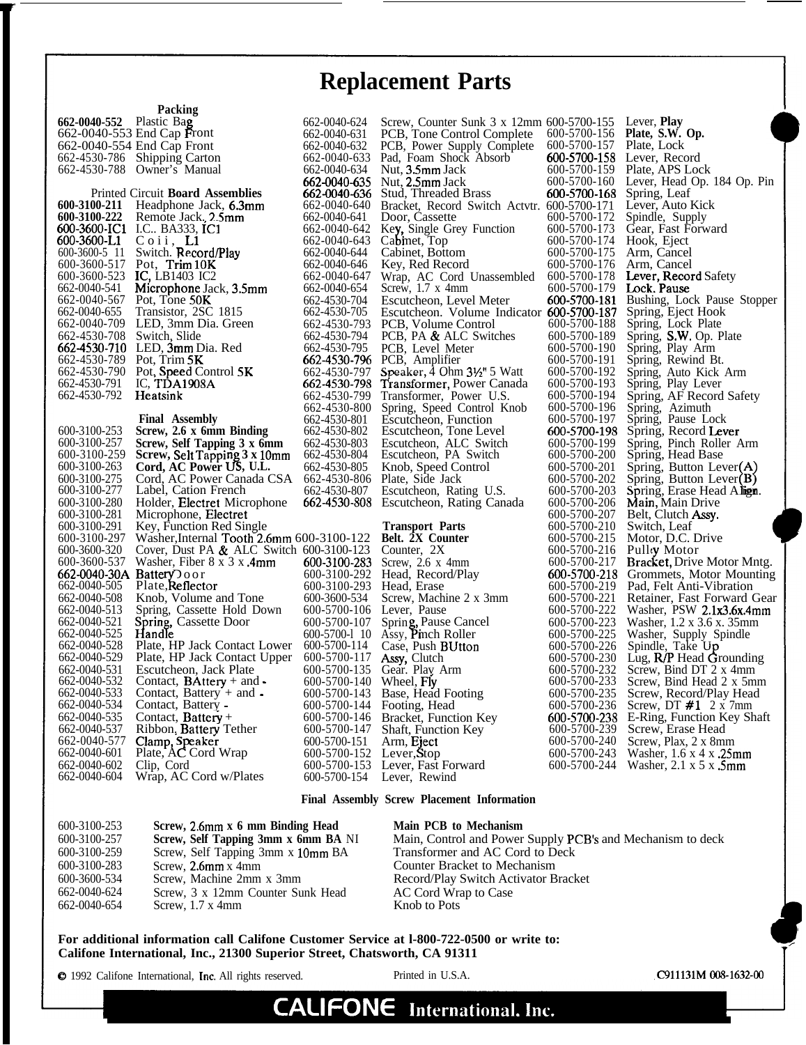# Replacement Parts

### Packing

| | |
|---|---|
| **662-0040-552** | Plastic Bag |
| 662-0040-553 | End Cap Front |
| 662-0040-554 | End Cap Front |
| 662-4530-786 | Shipping Carton |
| 662-4530-788 | Owner's Manual |

### Printed Circuit Board Assemblies

| | |
|---|---|
| **600-3100-211** | Headphone Jack, 6.3mm |
| **600-3100-222** | Remote Jack, 2.5mm |
| 600-3600-IC1 | I.C.. BA333, IC1 |
| 600-3600-L1 | Coil, L1 |
| 600-3600-511 | Switch, Record/Play |
| 600-3600-517 | Pot, Trim 10K |
| 600-3600-523 | IC, LB1403 IC2 |
| 662-0040-541 | Microphone Jack, 3.5mm |
| 662-0040-567 | Pot, Tone 50K |
| 662-0040-655 | Transistor, 2SC 1815 |
| 662-0040-709 | LED, 3mm Dia. Green |
| 662-4530-708 | Switch, Slide |
| 662-4530-710 | LED, 3mm Dia. Red |
| 662-4530-789 | Pot, Trim 5K |
| 662-4530-790 | Pot, Speed Control 5K |
| 662-4530-791 | IC, TDA1908A |
| 662-4530-792 | Heatsink |

### Final Assembly

| | |
|---|---|
| 600-3100-253 | **Screw, 2.6 x 6mm Binding** |
| 600-3100-257 | **Screw, Self Tapping 3 x 6mm** |
| 600-3100-259 | **Screw, Selt Tapping 3 x 10mm** |
| 600-3100-263 | **Cord, AC Power US, U.L.** |
| 600-3100-275 | Cord, AC Power Canada CSA |
| 600-3100-277 | Label, Cation French |
| 600-3100-280 | Holder, Electret Microphone |
| 600-3100-281 | Microphone, Electret |
| 600-3100-291 | Key, Function Red Single |
| 600-3100-297 | Washer, Internal Tooth 2.6mm |
| 600-3600-320 | Cover, Dust PA & ALC Switch |
| 600-3600-537 | Washer, Fiber 8 x 3 x .4mm |
| 662-0040-30A | Battery Door |
| 662-0040-505 | Plate, Reflector |
| 662-0040-508 | Knob, Volume and Tone |
| 662-0040-513 | Spring, Cassette Hold Down |
| 662-0040-521 | Spring, Cassette Door |
| 662-0040-525 | Handle |
| 662-0040-528 | Plate, HP Jack Contact Lower |
| 662-0040-529 | Plate, HP Jack Contact Upper |
| 662-0040-531 | Escutcheon, Jack Plate |
| 662-0040-532 | Contact, BAttery + and - |
| 662-0040-533 | Contact, Battery + and - |
| 662-0040-534 | Contact, Battery - |
| 662-0040-535 | Contact, Battery + |
| 662-0040-537 | Ribbon, Battery Tether |
| 662-0040-577 | Clamp, Speaker |
| 662-0040-601 | Plate, AC Cord Wrap |
| 662-0040-602 | Clip, Cord |
| 662-0040-604 | Wrap, AC Cord w/Plates |
| 662-0040-624 | Screw, Counter Sunk 3 x 12mm |
| 662-0040-631 | PCB, Tone Control Complete |
| 662-0040-632 | PCB, Power Supply Complete |
| 662-0040-633 | Pad, Foam Shock Absorb |
| 662-0040-634 | Nut, 3.5mm Jack |
| 662-0040-635 | Nut, 2.5mm Jack |
| 662-0040-636 | Stud, Threaded Brass |
| 662-0040-640 | Bracket, Record Switch Actvtr. |
| 662-0040-641 | Door, Cassette |
| 662-0040-642 | Key, Single Grey Function |
| 662-0040-643 | Cabinet, Top |
| 662-0040-644 | Cabinet, Bottom |
| 662-0040-646 | Key, Red Record |
| 662-0040-647 | Wrap, AC Cord Unassembled |
| 662-0040-654 | Screw, 1.7 x 4mm |
| 662-4530-704 | Escutcheon, Level Meter |
| 662-4530-705 | Escutcheon, Volume Indicator |
| 662-4530-793 | PCB, Volume Control |
| 662-4530-794 | PCB, PA & ALC Switches |
| 662-4530-795 | PCB, Level Meter |
| 662-4530-796 | PCB, Amplifier |
| 662-4530-797 | Speaker, 4 Ohm 3½" 5 Watt |
| 662-4530-798 | Transformer, Power Canada |
| 662-4530-799 | Transformer, Power U.S. |
| 662-4530-800 | Spring, Speed Control Knob |
| 662-4530-801 | Escutcheon, Function |
| 662-4530-802 | Escutcheon, Tone Level |
| 662-4530-803 | Escutcheon, ALC Switch |
| 662-4530-804 | Escutcheon, PA Switch |
| 662-4530-805 | Knob, Speed Control |
| 662-4530-806 | Plate, Side Jack |
| 662-4530-807 | Escutcheon, Rating U.S. |
| 662-4530-808 | Escutcheon, Rating Canada |

### Transport Parts

| | |
|---|---|
| 600-3100-122 | **Belt. 2X Counter** |
| 600-3100-123 | Counter, 2X |
| 600-3100-283 | Screw, 2.6 x 4mm |
| 600-3100-292 | Head, Record/Play |
| 600-3100-293 | Head, Erase |
| 600-3600-534 | Screw, Machine 2 x 3mm |
| 600-5700-106 | Lever, Pause |
| 600-5700-107 | Spring, Pause Cancel |
| 600-5700-110 | Assy, Pinch Roller |
| 600-5700-114 | Case, Push BUtton |
| 600-5700-117 | Assy, Clutch |
| 600-5700-135 | Gear. Play Arm |
| 600-5700-140 | Wheel, Fly |
| 600-5700-143 | Base, Head Footing |
| 600-5700-144 | Footing, Head |
| 600-5700-146 | Bracket, Function Key |
| 600-5700-147 | Shaft, Function Key |
| 600-5700-151 | Arm, Eject |
| 600-5700-152 | Lever, Stop |
| 600-5700-153 | Lever, Fast Forward |
| 600-5700-154 | Lever, Rewind |
| 600-5700-155 | Lever, **Play** |
| 600-5700-156 | **Plate, S.W. Op.** |
| 600-5700-157 | Plate, Lock |
| 600-5700-158 | Lever, Record |
| 600-5700-159 | Plate, APS Lock |
| 600-5700-160 | Lever, Head Op. 184 Op. Pin |
| 600-5700-168 | Spring, Leaf |
| 600-5700-171 | Lever, Auto Kick |
| 600-5700-172 | Spindle, Supply |
| 600-5700-173 | Gear, Fast Forward |
| 600-5700-174 | Hook, Eject |
| 600-5700-175 | Arm, Cancel |
| 600-5700-176 | Arm, Cancel |
| 600-5700-178 | Lever, Record Safety |
| 600-5700-179 | Lock, Pause |
| 600-5700-181 | Bushing, Lock Pause Stopper |
| 600-5700-187 | Spring, Eject Hook |
| 600-5700-188 | Spring, Lock Plate |
| 600-5700-189 | Spring, S.W. Op. Plate |
| 600-5700-190 | Spring, Play Arm |
| 600-5700-191 | Spring, Rewind Bt. |
| 600-5700-192 | Spring, Auto Kick Arm |
| 600-5700-193 | Spring, Play Lever |
| 600-5700-194 | Spring, AF Record Safety |
| 600-5700-196 | Spring, Azimuth |
| 600-5700-197 | Spring, Pause Lock |
| 600-5700-198 | Spring, Record Lever |
| 600-5700-199 | Spring, Pinch Roller Arm |
| 600-5700-200 | Spring, Head Base |
| 600-5700-201 | Spring, Button Lever(A) |
| 600-5700-202 | Spring, Button Lever(B) |
| 600-5700-203 | Spring, Erase Head Align. |
| 600-5700-206 | Main, Main Drive |
| 600-5700-207 | Belt, Clutch Assy. |
| 600-5700-210 | Switch, Leaf |
| 600-5700-215 | Motor, D.C. Drive |
| 600-5700-216 | Pully Motor |
| 600-5700-217 | Bracket, Drive Motor Mntg. |
| 600-5700-218 | Grommets, Motor Mounting |
| 600-5700-219 | Pad, Felt Anti-Vibration |
| 600-5700-221 | Retainer, Fast Forward Gear |
| 600-5700-222 | Washer, PSW 2.1x3.6x.4mm |
| 600-5700-223 | Washer, 1.2 x 3.6 x. 35mm |
| 600-5700-225 | Washer, Supply Spindle |
| 600-5700-226 | Spindle, Take Up |
| 600-5700-230 | Lug, R/P Head Grounding |
| 600-5700-232 | Screw, Bind DT 2 x 4mm |
| 600-5700-233 | Screw, Bind Head 2 x 5mm |
| 600-5700-235 | Screw, Record/Play Head |
| 600-5700-236 | Screw, DT #1 2 x 7mm |
| 600-5700-238 | E-Ring, Function Key Shaft |
| 600-5700-239 | Screw, Erase Head |
| 600-5700-240 | Screw, Plax, 2 x 8mm |
| 600-5700-243 | Washer, 1.6 x 4 x .25mm |
| 600-5700-244 | Washer, 2.1 x 5 x .5mm |

### Final Assembly Screw Placement Information

| | | |
|---|---|---|
| 600-3100-253 | **Screw, 2.6mm x 6 mm Binding Head** | **Main PCB to Mechanism** |
| 600-3100-257 | **Screw, Self Tapping 3mm x 6mm BA** NI | Main, Control and Power Supply PCB's and Mechanism to deck |
| 600-3100-259 | Screw, Self Tapping 3mm x 10mm BA | Transformer and AC Cord to Deck |
| 600-3100-283 | Screw, 2.6mm x 4mm | Counter Bracket to Mechanism |
| 600-3600-534 | Screw, Machine 2mm x 3mm | Record/Play Switch Activator Bracket |
| 662-0040-624 | Screw, 3 x 12mm Counter Sunk Head | AC Cord Wrap to Case |
| 662-0040-654 | Screw, 1.7 x 4mm | Knob to Pots |

**For additional information call Califone Customer Service at 1-800-722-0500 or write to:**
**Califone International, Inc., 21300 Superior Street, Chatsworth, CA 91311**

© 1992 Califone International, Inc. All rights reserved. Printed in U.S.A. C911131M 008-1632-00

**CALIFONE International, Inc.**